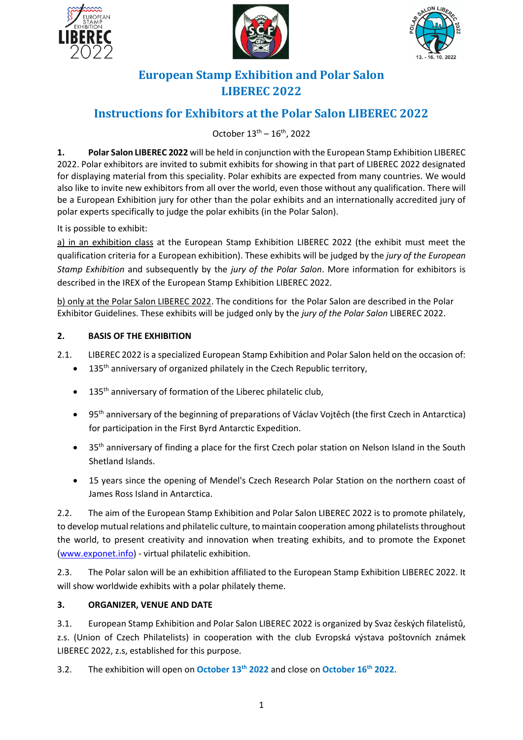# European Stamp Exhibition and Polar Salon LIBEREC 2022

## Instructions for Exhibitors at the Polar Salon LIBEREC 2022

October 13th – 16th, 2022

**1.** **Polar Salon LIBEREC 2022** will be held in conjunction with the European Stamp Exhibition LIBEREC 2022. Polar exhibitors are invited to submit exhibits for showing in that part of LIBEREC 2022 designated for displaying material from this speciality. Polar exhibits are expected from many countries. We would also like to invite new exhibitors from all over the world, even those without any qualification. There will be a European Exhibition jury for other than the polar exhibits and an internationally accredited jury of polar experts specifically to judge the polar exhibits (in the Polar Salon).

It is possible to exhibit:

a) in an exhibition class at the European Stamp Exhibition LIBEREC 2022 (the exhibit must meet the qualification criteria for a European exhibition). These exhibits will be judged by the *jury of the European Stamp Exhibition* and subsequently by the *jury of the Polar Salon*. More information for exhibitors is described in the IREX of the European Stamp Exhibition LIBEREC 2022.

b) only at the Polar Salon LIBEREC 2022. The conditions for the Polar Salon are described in the Polar Exhibitor Guidelines. These exhibits will be judged only by the *jury of the Polar Salon* LIBEREC 2022.

**2. BASIS OF THE EXHIBITION**

2.1. LIBEREC 2022 is a specialized European Stamp Exhibition and Polar Salon held on the occasion of:

- 135th anniversary of organized philately in the Czech Republic territory,
- 135th anniversary of formation of the Liberec philatelic club,
- 95th anniversary of the beginning of preparations of Václav Vojtěch (the first Czech in Antarctica) for participation in the First Byrd Antarctic Expedition.
- 35th anniversary of finding a place for the first Czech polar station on Nelson Island in the South Shetland Islands.
- 15 years since the opening of Mendel's Czech Research Polar Station on the northern coast of James Ross Island in Antarctica.

2.2. The aim of the European Stamp Exhibition and Polar Salon LIBEREC 2022 is to promote philately, to develop mutual relations and philatelic culture, to maintain cooperation among philatelists throughout the world, to present creativity and innovation when treating exhibits, and to promote the Exponet (www.exponet.info) - virtual philatelic exhibition.

2.3. The Polar salon will be an exhibition affiliated to the European Stamp Exhibition LIBEREC 2022. It will show worldwide exhibits with a polar philately theme.

**3. ORGANIZER, VENUE AND DATE**

3.1. European Stamp Exhibition and Polar Salon LIBEREC 2022 is organized by Svaz českých filatelistů, z.s. (Union of Czech Philatelists) in cooperation with the club Evropská výstava poštovních známek LIBEREC 2022, z.s, established for this purpose.

3.2. The exhibition will open on **October 13th 2022** and close on **October 16th 2022**.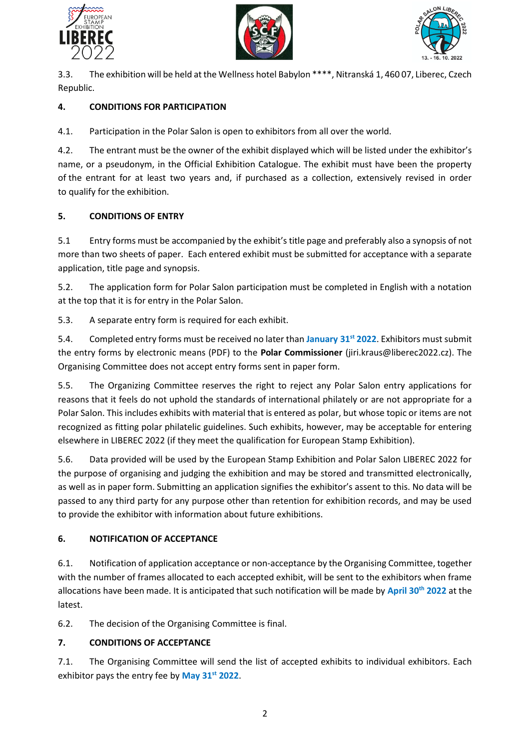3.3. The exhibition will be held at the Wellness hotel Babylon ****, Nitranská 1, 460 07, Liberec, Czech Republic.

## 4. CONDITIONS FOR PARTICIPATION

4.1. Participation in the Polar Salon is open to exhibitors from all over the world.

4.2. The entrant must be the owner of the exhibit displayed which will be listed under the exhibitor's name, or a pseudonym, in the Official Exhibition Catalogue. The exhibit must have been the property of the entrant for at least two years and, if purchased as a collection, extensively revised in order to qualify for the exhibition.

## 5. CONDITIONS OF ENTRY

5.1 Entry forms must be accompanied by the exhibit's title page and preferably also a synopsis of not more than two sheets of paper. Each entered exhibit must be submitted for acceptance with a separate application, title page and synopsis.

5.2. The application form for Polar Salon participation must be completed in English with a notation at the top that it is for entry in the Polar Salon.

5.3. A separate entry form is required for each exhibit.

5.4. Completed entry forms must be received no later than **January 31st 2022**. Exhibitors must submit the entry forms by electronic means (PDF) to the **Polar Commissioner** (jiri.kraus@liberec2022.cz). The Organising Committee does not accept entry forms sent in paper form.

5.5. The Organizing Committee reserves the right to reject any Polar Salon entry applications for reasons that it feels do not uphold the standards of international philately or are not appropriate for a Polar Salon. This includes exhibits with material that is entered as polar, but whose topic or items are not recognized as fitting polar philatelic guidelines. Such exhibits, however, may be acceptable for entering elsewhere in LIBEREC 2022 (if they meet the qualification for European Stamp Exhibition).

5.6. Data provided will be used by the European Stamp Exhibition and Polar Salon LIBEREC 2022 for the purpose of organising and judging the exhibition and may be stored and transmitted electronically, as well as in paper form. Submitting an application signifies the exhibitor's assent to this. No data will be passed to any third party for any purpose other than retention for exhibition records, and may be used to provide the exhibitor with information about future exhibitions.

## 6. NOTIFICATION OF ACCEPTANCE

6.1. Notification of application acceptance or non-acceptance by the Organising Committee, together with the number of frames allocated to each accepted exhibit, will be sent to the exhibitors when frame allocations have been made. It is anticipated that such notification will be made by **April 30th 2022** at the latest.

6.2. The decision of the Organising Committee is final.

## 7. CONDITIONS OF ACCEPTANCE

7.1. The Organising Committee will send the list of accepted exhibits to individual exhibitors. Each exhibitor pays the entry fee by **May 31st 2022**.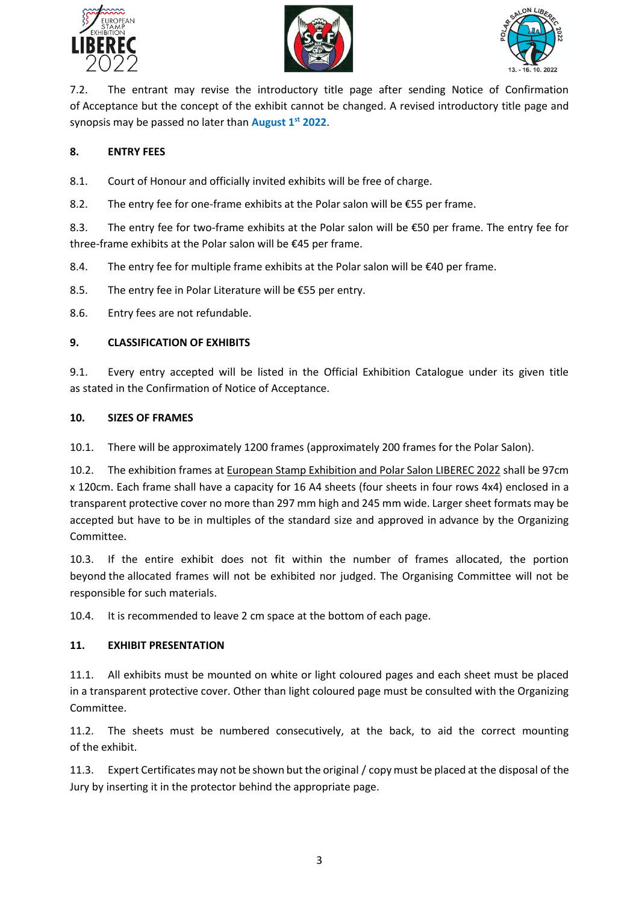7.2. The entrant may revise the introductory title page after sending Notice of Confirmation of Acceptance but the concept of the exhibit cannot be changed. A revised introductory title page and synopsis may be passed no later than **August 1st 2022**.

## 8. ENTRY FEES

8.1. Court of Honour and officially invited exhibits will be free of charge.

8.2. The entry fee for one-frame exhibits at the Polar salon will be €55 per frame.

8.3. The entry fee for two-frame exhibits at the Polar salon will be €50 per frame. The entry fee for three-frame exhibits at the Polar salon will be €45 per frame.

8.4. The entry fee for multiple frame exhibits at the Polar salon will be €40 per frame.

8.5. The entry fee in Polar Literature will be €55 per entry.

8.6. Entry fees are not refundable.

## 9. CLASSIFICATION OF EXHIBITS

9.1. Every entry accepted will be listed in the Official Exhibition Catalogue under its given title as stated in the Confirmation of Notice of Acceptance.

## 10. SIZES OF FRAMES

10.1. There will be approximately 1200 frames (approximately 200 frames for the Polar Salon).

10.2. The exhibition frames at European Stamp Exhibition and Polar Salon LIBEREC 2022 shall be 97cm x 120cm. Each frame shall have a capacity for 16 A4 sheets (four sheets in four rows 4x4) enclosed in a transparent protective cover no more than 297 mm high and 245 mm wide. Larger sheet formats may be accepted but have to be in multiples of the standard size and approved in advance by the Organizing Committee.

10.3. If the entire exhibit does not fit within the number of frames allocated, the portion beyond the allocated frames will not be exhibited nor judged. The Organising Committee will not be responsible for such materials.

10.4. It is recommended to leave 2 cm space at the bottom of each page.

## 11. EXHIBIT PRESENTATION

11.1. All exhibits must be mounted on white or light coloured pages and each sheet must be placed in a transparent protective cover. Other than light coloured page must be consulted with the Organizing Committee.

11.2. The sheets must be numbered consecutively, at the back, to aid the correct mounting of the exhibit.

11.3. Expert Certificates may not be shown but the original / copy must be placed at the disposal of the Jury by inserting it in the protector behind the appropriate page.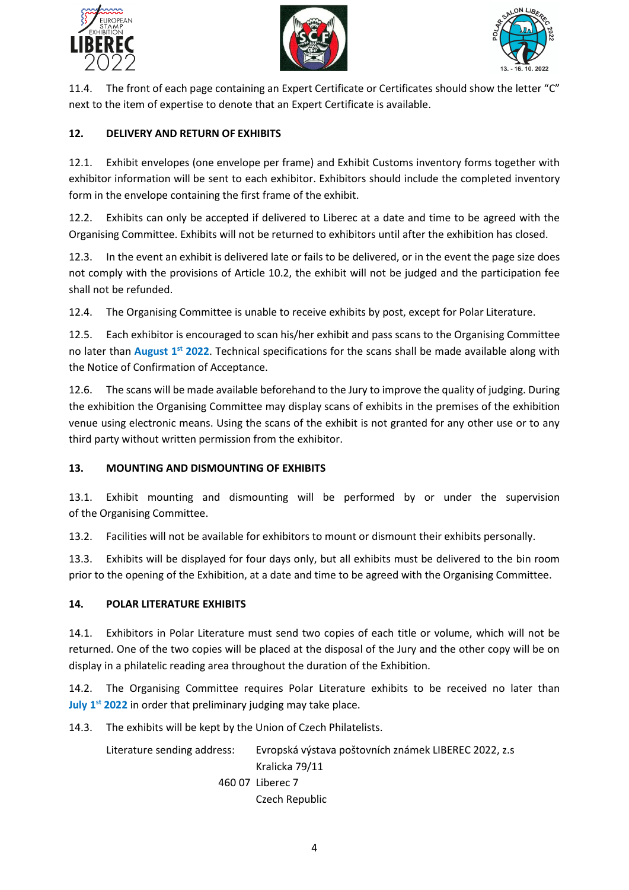11.4. The front of each page containing an Expert Certificate or Certificates should show the letter "C" next to the item of expertise to denote that an Expert Certificate is available.

## 12. DELIVERY AND RETURN OF EXHIBITS

12.1. Exhibit envelopes (one envelope per frame) and Exhibit Customs inventory forms together with exhibitor information will be sent to each exhibitor. Exhibitors should include the completed inventory form in the envelope containing the first frame of the exhibit.

12.2. Exhibits can only be accepted if delivered to Liberec at a date and time to be agreed with the Organising Committee. Exhibits will not be returned to exhibitors until after the exhibition has closed.

12.3. In the event an exhibit is delivered late or fails to be delivered, or in the event the page size does not comply with the provisions of Article 10.2, the exhibit will not be judged and the participation fee shall not be refunded.

12.4. The Organising Committee is unable to receive exhibits by post, except for Polar Literature.

12.5. Each exhibitor is encouraged to scan his/her exhibit and pass scans to the Organising Committee no later than **August 1st 2022**. Technical specifications for the scans shall be made available along with the Notice of Confirmation of Acceptance.

12.6. The scans will be made available beforehand to the Jury to improve the quality of judging. During the exhibition the Organising Committee may display scans of exhibits in the premises of the exhibition venue using electronic means. Using the scans of the exhibit is not granted for any other use or to any third party without written permission from the exhibitor.

## 13. MOUNTING AND DISMOUNTING OF EXHIBITS

13.1. Exhibit mounting and dismounting will be performed by or under the supervision of the Organising Committee.

13.2. Facilities will not be available for exhibitors to mount or dismount their exhibits personally.

13.3. Exhibits will be displayed for four days only, but all exhibits must be delivered to the bin room prior to the opening of the Exhibition, at a date and time to be agreed with the Organising Committee.

## 14. POLAR LITERATURE EXHIBITS

14.1. Exhibitors in Polar Literature must send two copies of each title or volume, which will not be returned. One of the two copies will be placed at the disposal of the Jury and the other copy will be on display in a philatelic reading area throughout the duration of the Exhibition.

14.2. The Organising Committee requires Polar Literature exhibits to be received no later than **July 1st 2022** in order that preliminary judging may take place.

14.3. The exhibits will be kept by the Union of Czech Philatelists.

Literature sending address:

Evropská výstava poštovních známek LIBEREC 2022, z.s
Kralicka 79/11
460 07 Liberec 7
Czech Republic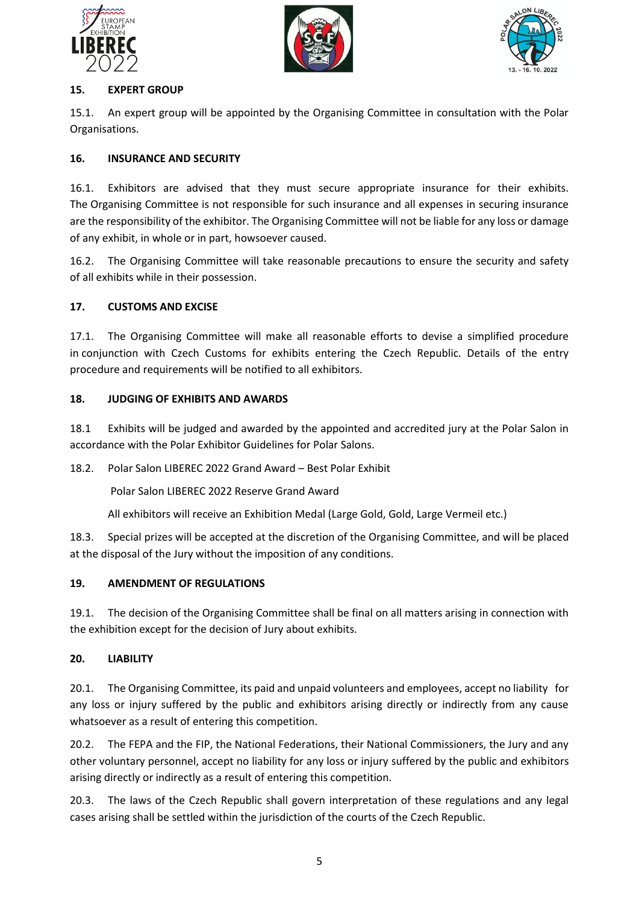## 15. EXPERT GROUP

15.1. An expert group will be appointed by the Organising Committee in consultation with the Polar Organisations.

## 16. INSURANCE AND SECURITY

16.1. Exhibitors are advised that they must secure appropriate insurance for their exhibits. The Organising Committee is not responsible for such insurance and all expenses in securing insurance are the responsibility of the exhibitor. The Organising Committee will not be liable for any loss or damage of any exhibit, in whole or in part, howsoever caused.

16.2. The Organising Committee will take reasonable precautions to ensure the security and safety of all exhibits while in their possession.

## 17. CUSTOMS AND EXCISE

17.1. The Organising Committee will make all reasonable efforts to devise a simplified procedure in conjunction with Czech Customs for exhibits entering the Czech Republic. Details of the entry procedure and requirements will be notified to all exhibitors.

## 18. JUDGING OF EXHIBITS AND AWARDS

18.1 Exhibits will be judged and awarded by the appointed and accredited jury at the Polar Salon in accordance with the Polar Exhibitor Guidelines for Polar Salons.

18.2. Polar Salon LIBEREC 2022 Grand Award – Best Polar Exhibit

Polar Salon LIBEREC 2022 Reserve Grand Award

All exhibitors will receive an Exhibition Medal (Large Gold, Gold, Large Vermeil etc.)

18.3. Special prizes will be accepted at the discretion of the Organising Committee, and will be placed at the disposal of the Jury without the imposition of any conditions.

## 19. AMENDMENT OF REGULATIONS

19.1. The decision of the Organising Committee shall be final on all matters arising in connection with the exhibition except for the decision of Jury about exhibits.

## 20. LIABILITY

20.1. The Organising Committee, its paid and unpaid volunteers and employees, accept no liability for any loss or injury suffered by the public and exhibitors arising directly or indirectly from any cause whatsoever as a result of entering this competition.

20.2. The FEPA and the FIP, the National Federations, their National Commissioners, the Jury and any other voluntary personnel, accept no liability for any loss or injury suffered by the public and exhibitors arising directly or indirectly as a result of entering this competition.

20.3. The laws of the Czech Republic shall govern interpretation of these regulations and any legal cases arising shall be settled within the jurisdiction of the courts of the Czech Republic.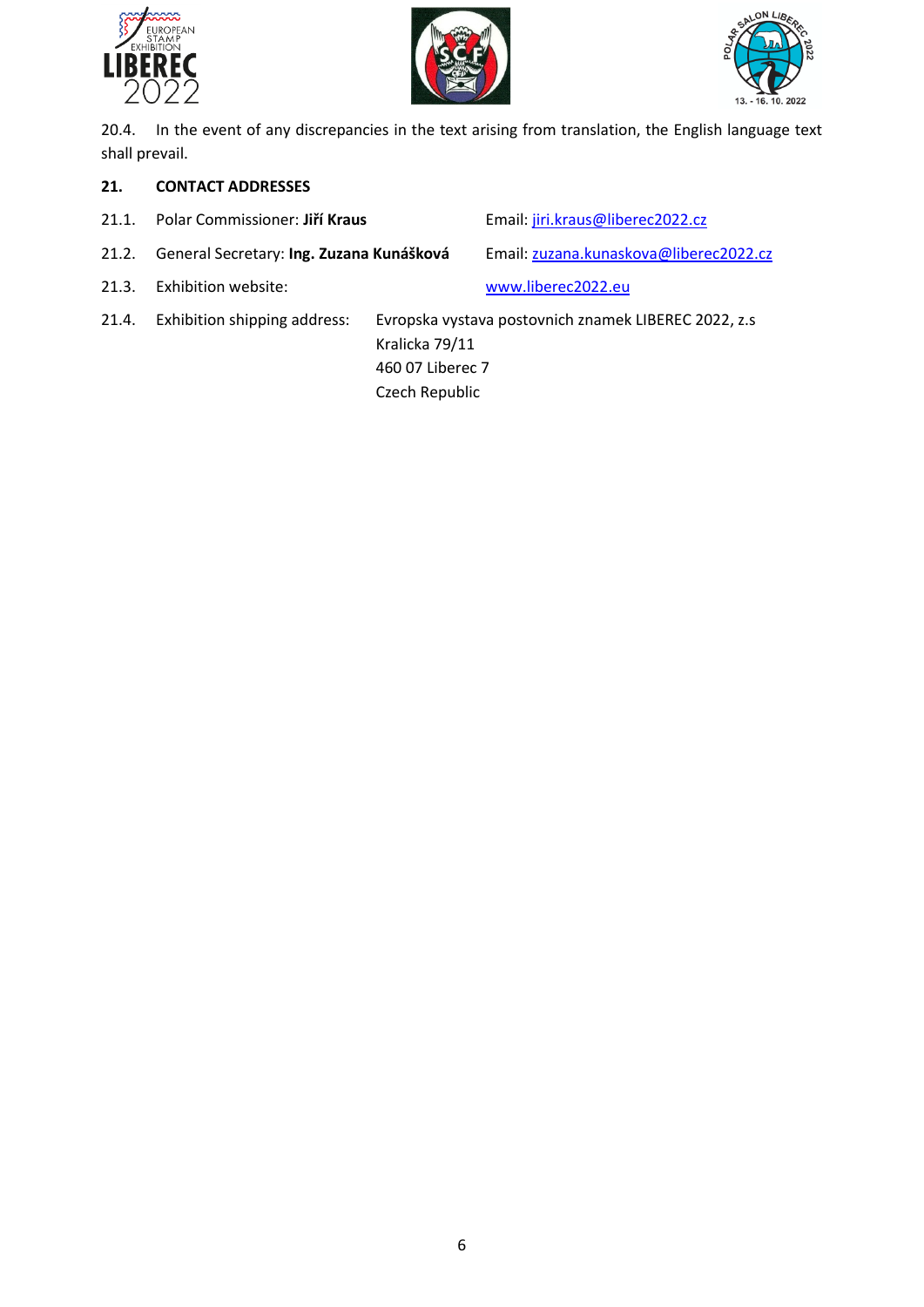20.4. In the event of any discrepancies in the text arising from translation, the English language text shall prevail.

**21. CONTACT ADDRESSES**

21.1. Polar Commissioner: **Jiří Kraus** Email: jiri.kraus@liberec2022.cz

21.2. General Secretary: **Ing. Zuzana Kunášková** Email: zuzana.kunaskova@liberec2022.cz

21.3. Exhibition website: www.liberec2022.eu

21.4. Exhibition shipping address:
Evropska vystava postovnich znamek LIBEREC 2022, z.s
Kralicka 79/11
460 07 Liberec 7
Czech Republic